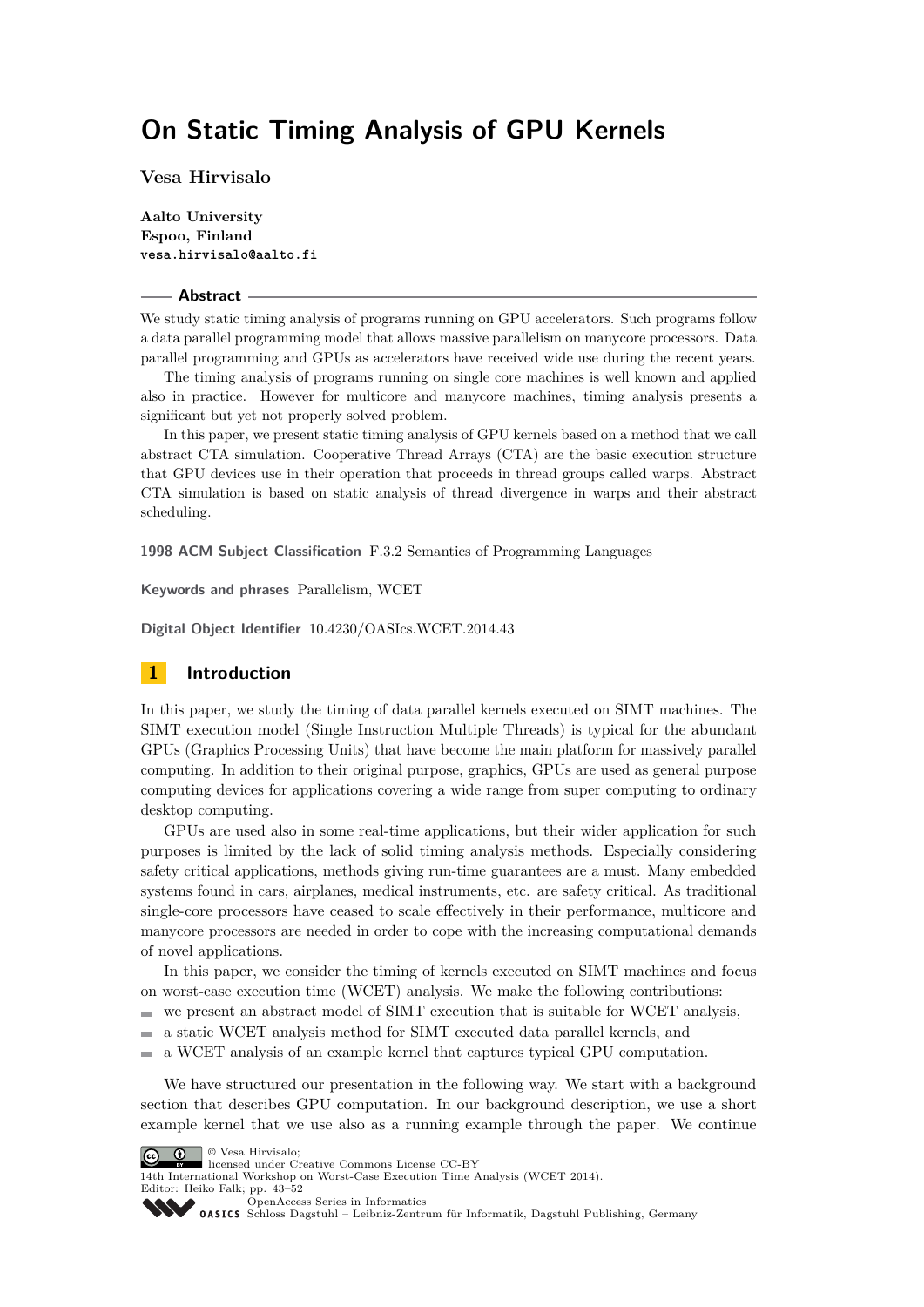# On Static Timing Analysis of GPU Kernels

**Vesa Hirvisalo**

**Aalto University**
**Espoo, Finland**
**vesa.hirvisalo@aalto.fi**

## Abstract

We study static timing analysis of programs running on GPU accelerators. Such programs follow a data parallel programming model that allows massive parallelism on manycore processors. Data parallel programming and GPUs as accelerators have received wide use during the recent years.

The timing analysis of programs running on single core machines is well known and applied also in practice. However for multicore and manycore machines, timing analysis presents a significant but yet not properly solved problem.

In this paper, we present static timing analysis of GPU kernels based on a method that we call abstract CTA simulation. Cooperative Thread Arrays (CTA) are the basic execution structure that GPU devices use in their operation that proceeds in thread groups called warps. Abstract CTA simulation is based on static analysis of thread divergence in warps and their abstract scheduling.

**1998 ACM Subject Classification** F.3.2 Semantics of Programming Languages

**Keywords and phrases** Parallelism, WCET

**Digital Object Identifier** 10.4230/OASIcs.WCET.2014.43

## 1 Introduction

In this paper, we study the timing of data parallel kernels executed on SIMT machines. The SIMT execution model (Single Instruction Multiple Threads) is typical for the abundant GPUs (Graphics Processing Units) that have become the main platform for massively parallel computing. In addition to their original purpose, graphics, GPUs are used as general purpose computing devices for applications covering a wide range from super computing to ordinary desktop computing.

GPUs are used also in some real-time applications, but their wider application for such purposes is limited by the lack of solid timing analysis methods. Especially considering safety critical applications, methods giving run-time guarantees are a must. Many embedded systems found in cars, airplanes, medical instruments, etc. are safety critical. As traditional single-core processors have ceased to scale effectively in their performance, multicore and manycore processors are needed in order to cope with the increasing computational demands of novel applications.

In this paper, we consider the timing of kernels executed on SIMT machines and focus on worst-case execution time (WCET) analysis. We make the following contributions:

- we present an abstract model of SIMT execution that is suitable for WCET analysis,
- a static WCET analysis method for SIMT executed data parallel kernels, and
- a WCET analysis of an example kernel that captures typical GPU computation.

We have structured our presentation in the following way. We start with a background section that describes GPU computation. In our background description, we use a short example kernel that we use also as a running example through the paper. We continue

© Vesa Hirvisalo;
licensed under Creative Commons License CC-BY
14th International Workshop on Worst-Case Execution Time Analysis (WCET 2014).
Editor: Heiko Falk; pp. 43–52
OpenAccess Series in Informatics
Schloss Dagstuhl – Leibniz-Zentrum für Informatik, Dagstuhl Publishing, Germany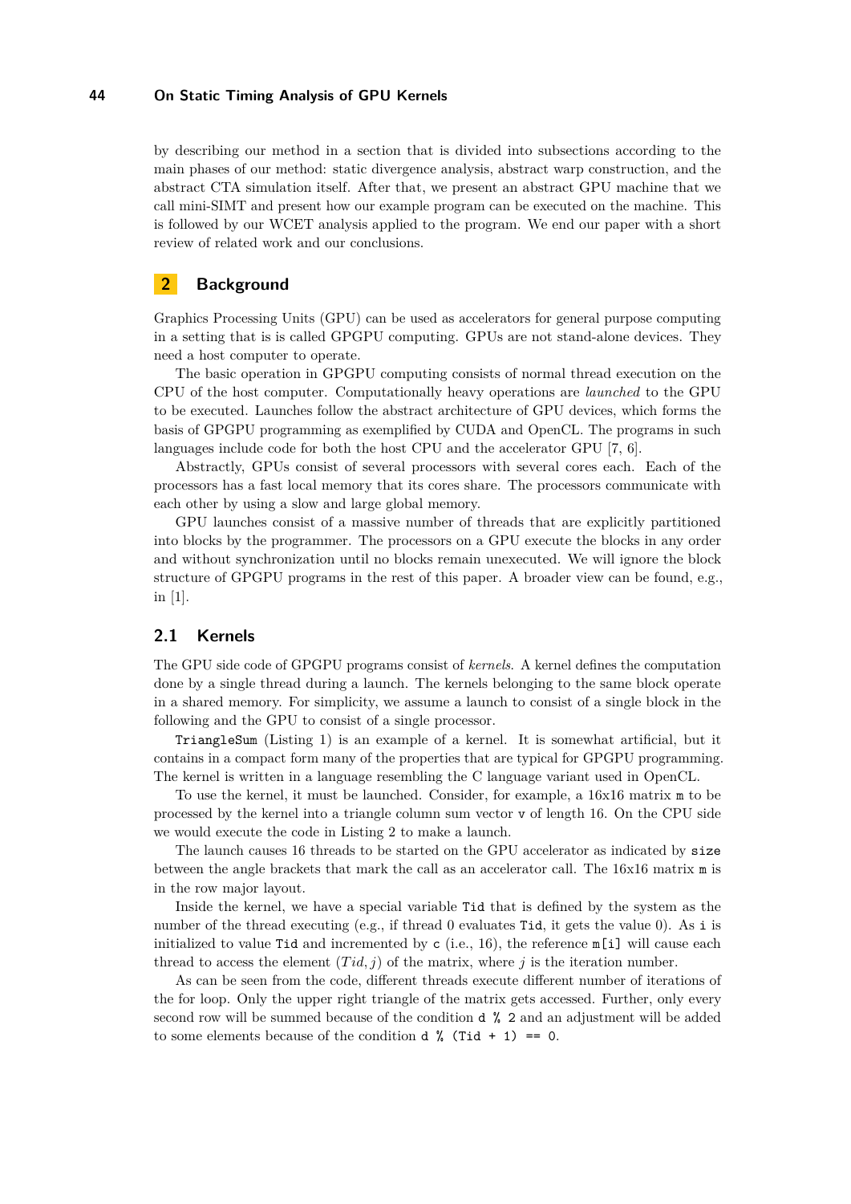by describing our method in a section that is divided into subsections according to the main phases of our method: static divergence analysis, abstract warp construction, and the abstract CTA simulation itself. After that, we present an abstract GPU machine that we call mini-SIMT and present how our example program can be executed on the machine. This is followed by our WCET analysis applied to the program. We end our paper with a short review of related work and our conclusions.

## 2 Background

Graphics Processing Units (GPU) can be used as accelerators for general purpose computing in a setting that is is called GPGPU computing. GPUs are not stand-alone devices. They need a host computer to operate.

The basic operation in GPGPU computing consists of normal thread execution on the CPU of the host computer. Computationally heavy operations are *launched* to the GPU to be executed. Launches follow the abstract architecture of GPU devices, which forms the basis of GPGPU programming as exemplified by CUDA and OpenCL. The programs in such languages include code for both the host CPU and the accelerator GPU [7, 6].

Abstractly, GPUs consist of several processors with several cores each. Each of the processors has a fast local memory that its cores share. The processors communicate with each other by using a slow and large global memory.

GPU launches consist of a massive number of threads that are explicitly partitioned into blocks by the programmer. The processors on a GPU execute the blocks in any order and without synchronization until no blocks remain unexecuted. We will ignore the block structure of GPGPU programs in the rest of this paper. A broader view can be found, e.g., in [1].

### 2.1 Kernels

The GPU side code of GPGPU programs consist of *kernels*. A kernel defines the computation done by a single thread during a launch. The kernels belonging to the same block operate in a shared memory. For simplicity, we assume a launch to consist of a single block in the following and the GPU to consist of a single processor.

`TriangleSum` (Listing 1) is an example of a kernel. It is somewhat artificial, but it contains in a compact form many of the properties that are typical for GPGPU programming. The kernel is written in a language resembling the C language variant used in OpenCL.

To use the kernel, it must be launched. Consider, for example, a 16x16 matrix `m` to be processed by the kernel into a triangle column sum vector `v` of length 16. On the CPU side we would execute the code in Listing 2 to make a launch.

The launch causes 16 threads to be started on the GPU accelerator as indicated by `size` between the angle brackets that mark the call as an accelerator call. The 16x16 matrix `m` is in the row major layout.

Inside the kernel, we have a special variable `Tid` that is defined by the system as the number of the thread executing (e.g., if thread 0 evaluates `Tid`, it gets the value 0). As `i` is initialized to value `Tid` and incremented by `c` (i.e., 16), the reference `m[i]` will cause each thread to access the element $(Tid, j)$ of the matrix, where $j$ is the iteration number.

As can be seen from the code, different threads execute different number of iterations of the for loop. Only the upper right triangle of the matrix gets accessed. Further, only every second row will be summed because of the condition `d % 2` and an adjustment will be added to some elements because of the condition `d % (Tid + 1) == 0`.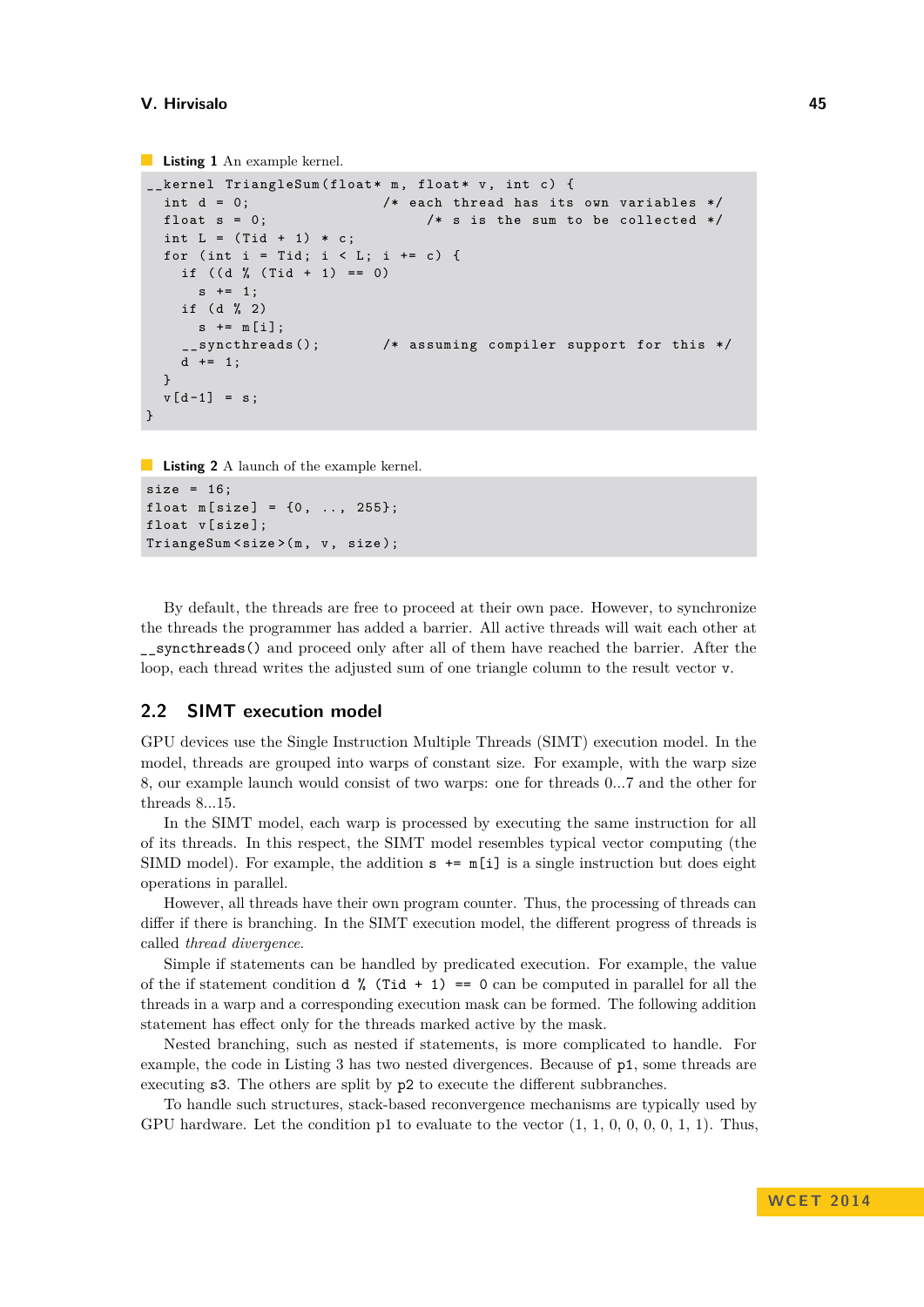**Listing 1** An example kernel.

```
__kernel TriangleSum(float* m, float* v, int c) {
  int d = 0;               /* each thread has its own variables */
  float s = 0;                  /* s is the sum to be collected */
  int L = (Tid + 1) * c;
  for (int i = Tid; i < L; i += c) {
    if ((d % (Tid + 1) == 0)
      s += 1;
    if (d % 2)
      s += m[i];
    __syncthreads();       /* assuming compiler support for this */
    d += 1;
  }
  v[d-1] = s;
}
```

**Listing 2** A launch of the example kernel.

```
size = 16;
float m[size] = {0, .., 255};
float v[size];
TriangeSum<size>(m, v, size);
```

By default, the threads are free to proceed at their own pace. However, to synchronize the threads the programmer has added a barrier. All active threads will wait each other at `__syncthreads()` and proceed only after all of them have reached the barrier. After the loop, each thread writes the adjusted sum of one triangle column to the result vector `v`.

## 2.2 SIMT execution model

GPU devices use the Single Instruction Multiple Threads (SIMT) execution model. In the model, threads are grouped into warps of constant size. For example, with the warp size 8, our example launch would consist of two warps: one for threads 0...7 and the other for threads 8...15.

In the SIMT model, each warp is processed by executing the same instruction for all of its threads. In this respect, the SIMT model resembles typical vector computing (the SIMD model). For example, the addition `s += m[i]` is a single instruction but does eight operations in parallel.

However, all threads have their own program counter. Thus, the processing of threads can differ if there is branching. In the SIMT execution model, the different progress of threads is called *thread divergence*.

Simple if statements can be handled by predicated execution. For example, the value of the if statement condition `d % (Tid + 1) == 0` can be computed in parallel for all the threads in a warp and a corresponding execution mask can be formed. The following addition statement has effect only for the threads marked active by the mask.

Nested branching, such as nested if statements, is more complicated to handle. For example, the code in Listing 3 has two nested divergences. Because of `p1`, some threads are executing `s3`. The others are split by `p2` to execute the different subbranches.

To handle such structures, stack-based reconvergence mechanisms are typically used by GPU hardware. Let the condition p1 to evaluate to the vector (1, 1, 0, 0, 0, 0, 1, 1). Thus,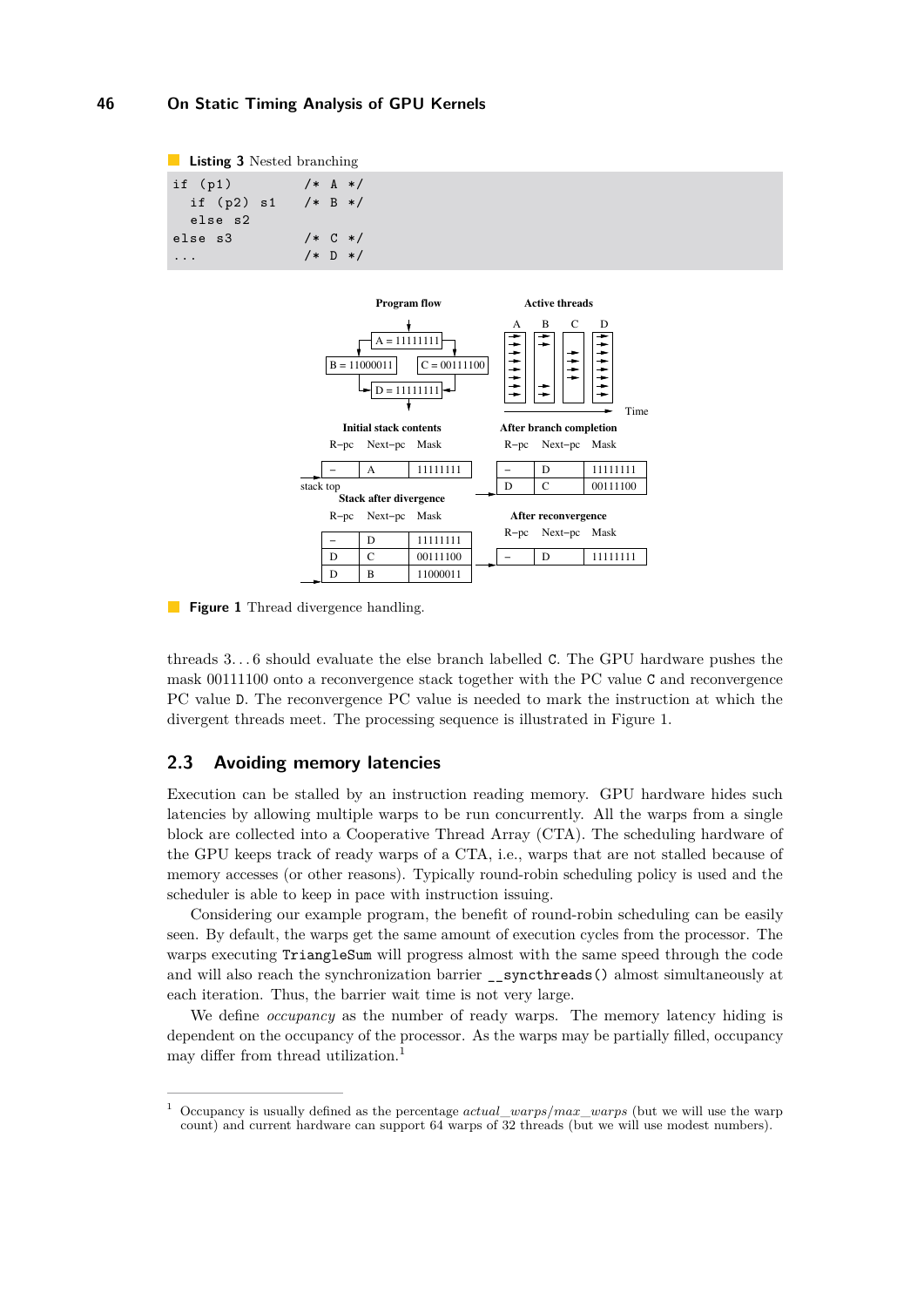**Listing 3** Nested branching

```
if (p1)         /* A */
  if (p2) s1    /* B */
  else s2
else s3         /* C */
...             /* D */
```

Program flow

A = 11111111

B = 11000011

C = 00111100

D = 11111111

Active threads

A B C D

Time

Initial stack contents

| R–pc | Next–pc | Mask |
|---|---|---|
| – | A | 11111111 |

stack top

Stack after divergence

| R–pc | Next–pc | Mask |
|---|---|---|
| – | D | 11111111 |
| D | C | 00111100 |
| D | B | 11000011 |

After branch completion

| R–pc | Next–pc | Mask |
|---|---|---|
| – | D | 11111111 |
| D | C | 00111100 |

After reconvergence

| R–pc | Next–pc | Mask |
|---|---|---|
| – | D | 11111111 |

**Figure 1** Thread divergence handling.

threads 3…6 should evaluate the else branch labelled C. The GPU hardware pushes the mask 00111100 onto a reconvergence stack together with the PC value C and reconvergence PC value D. The reconvergence PC value is needed to mark the instruction at which the divergent threads meet. The processing sequence is illustrated in Figure 1.

## 2.3 Avoiding memory latencies

Execution can be stalled by an instruction reading memory. GPU hardware hides such latencies by allowing multiple warps to be run concurrently. All the warps from a single block are collected into a Cooperative Thread Array (CTA). The scheduling hardware of the GPU keeps track of ready warps of a CTA, i.e., warps that are not stalled because of memory accesses (or other reasons). Typically round-robin scheduling policy is used and the scheduler is able to keep in pace with instruction issuing.

Considering our example program, the benefit of round-robin scheduling can be easily seen. By default, the warps get the same amount of execution cycles from the processor. The warps executing `TriangleSum` will progress almost with the same speed through the code and will also reach the synchronization barrier `__syncthreads()` almost simultaneously at each iteration. Thus, the barrier wait time is not very large.

We define *occupancy* as the number of ready warps. The memory latency hiding is dependent on the occupancy of the processor. As the warps may be partially filled, occupancy may differ from thread utilization.[1]

---

[1] Occupancy is usually defined as the percentage $actual\_warps/max\_warps$ (but we will use the warp count) and current hardware can support 64 warps of 32 threads (but we will use modest numbers).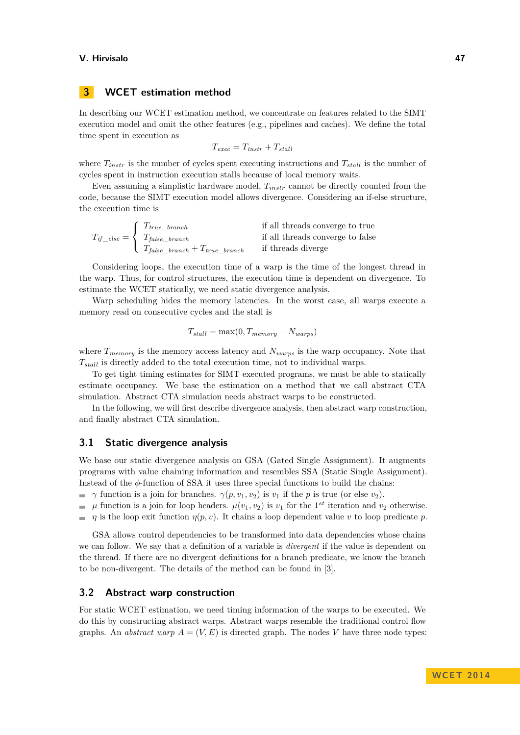## 3 WCET estimation method

In describing our WCET estimation method, we concentrate on features related to the SIMT execution model and omit the other features (e.g., pipelines and caches). We define the total time spent in execution as

$$T_{exec} = T_{instr} + T_{stall}$$

where $T_{instr}$ is the number of cycles spent executing instructions and $T_{stall}$ is the number of cycles spent in instruction execution stalls because of local memory waits.

Even assuming a simplistic hardware model, $T_{instr}$ cannot be directly counted from the code, because the SIMT execution model allows divergence. Considering an if-else structure, the execution time is

$$T_{if\_else} = \begin{cases} T_{true\_branch} & \text{if all threads converge to true} \\ T_{false\_branch} & \text{if all threads converge to false} \\ T_{false\_branch} + T_{true\_branch} & \text{if threads diverge} \end{cases}$$

Considering loops, the execution time of a warp is the time of the longest thread in the warp. Thus, for control structures, the execution time is dependent on divergence. To estimate the WCET statically, we need static divergence analysis.

Warp scheduling hides the memory latencies. In the worst case, all warps execute a memory read on consecutive cycles and the stall is

$$T_{stall} = \max(0, T_{memory} - N_{warps})$$

where $T_{memory}$ is the memory access latency and $N_{warps}$ is the warp occupancy. Note that $T_{stall}$ is directly added to the total execution time, not to individual warps.

To get tight timing estimates for SIMT executed programs, we must be able to statically estimate occupancy. We base the estimation on a method that we call abstract CTA simulation. Abstract CTA simulation needs abstract warps to be constructed.

In the following, we will first describe divergence analysis, then abstract warp construction, and finally abstract CTA simulation.

### 3.1 Static divergence analysis

We base our static divergence analysis on GSA (Gated Single Assignment). It augments programs with value chaining information and resembles SSA (Static Single Assignment). Instead of the $\phi$-function of SSA it uses three special functions to build the chains:

- $\gamma$ function is a join for branches. $\gamma(p, v_1, v_2)$ is $v_1$ if the $p$ is true (or else $v_2$).
- $\mu$ function is a join for loop headers. $\mu(v_1, v_2)$ is $v_1$ for the $1^{st}$ iteration and $v_2$ otherwise.
- $\eta$ is the loop exit function $\eta(p, v)$. It chains a loop dependent value $v$ to loop predicate $p$.

GSA allows control dependencies to be transformed into data dependencies whose chains we can follow. We say that a definition of a variable is *divergent* if the value is dependent on the thread. If there are no divergent definitions for a branch predicate, we know the branch to be non-divergent. The details of the method can be found in [3].

### 3.2 Abstract warp construction

For static WCET estimation, we need timing information of the warps to be executed. We do this by constructing abstract warps. Abstract warps resemble the traditional control flow graphs. An *abstract warp* $A = (V, E)$ is directed graph. The nodes $V$ have three node types: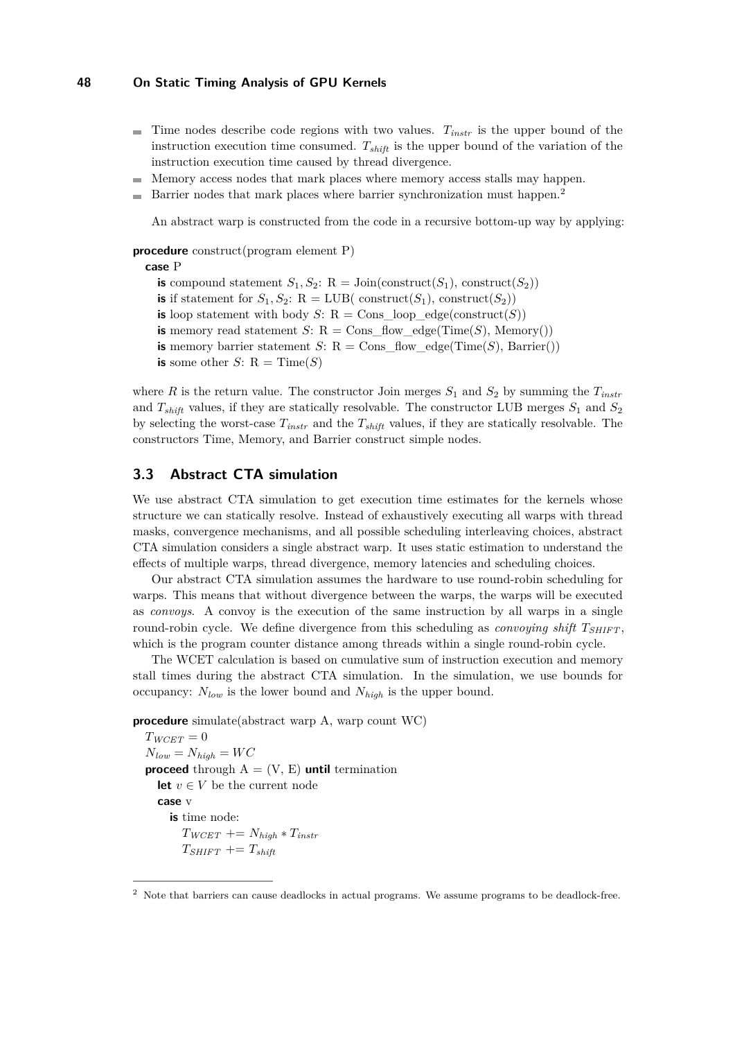- Time nodes describe code regions with two values. $T_{instr}$ is the upper bound of the instruction execution time consumed. $T_{shift}$ is the upper bound of the variation of the instruction execution time caused by thread divergence.
- Memory access nodes that mark places where memory access stalls may happen.
- Barrier nodes that mark places where barrier synchronization must happen.[2]

An abstract warp is constructed from the code in a recursive bottom-up way by applying:

**procedure** construct(program element P)
  **case** P
    **is** compound statement $S_1, S_2$: R = Join(construct($S_1$), construct($S_2$))
    **is** if statement for $S_1, S_2$: R = LUB( construct($S_1$), construct($S_2$))
    **is** loop statement with body $S$: R = Cons_loop_edge(construct($S$))
    **is** memory read statement $S$: R = Cons_flow_edge(Time($S$), Memory())
    **is** memory barrier statement $S$: R = Cons_flow_edge(Time($S$), Barrier())
    **is** some other $S$: R = Time($S$)

where $R$ is the return value. The constructor Join merges $S_1$ and $S_2$ by summing the $T_{instr}$ and $T_{shift}$ values, if they are statically resolvable. The constructor LUB merges $S_1$ and $S_2$ by selecting the worst-case $T_{instr}$ and the $T_{shift}$ values, if they are statically resolvable. The constructors Time, Memory, and Barrier construct simple nodes.

### 3.3 Abstract CTA simulation

We use abstract CTA simulation to get execution time estimates for the kernels whose structure we can statically resolve. Instead of exhaustively executing all warps with thread masks, convergence mechanisms, and all possible scheduling interleaving choices, abstract CTA simulation considers a single abstract warp. It uses static estimation to understand the effects of multiple warps, thread divergence, memory latencies and scheduling choices.

Our abstract CTA simulation assumes the hardware to use round-robin scheduling for warps. This means that without divergence between the warps, the warps will be executed as *convoys*. A convoy is the execution of the same instruction by all warps in a single round-robin cycle. We define divergence from this scheduling as *convoying shift* $T_{SHIFT}$, which is the program counter distance among threads within a single round-robin cycle.

The WCET calculation is based on cumulative sum of instruction execution and memory stall times during the abstract CTA simulation. In the simulation, we use bounds for occupancy: $N_{low}$ is the lower bound and $N_{high}$ is the upper bound.

**procedure** simulate(abstract warp A, warp count WC)
  $T_{WCET} = 0$
  $N_{low} = N_{high} = WC$
  **proceed** through A = (V, E) **until** termination
    **let** $v \in V$ be the current node
    **case** v
      **is** time node:
        $T_{WCET} \mathrel{+}= N_{high} * T_{instr}$
        $T_{SHIFT} \mathrel{+}= T_{shift}$

[2] Note that barriers can cause deadlocks in actual programs. We assume programs to be deadlock-free.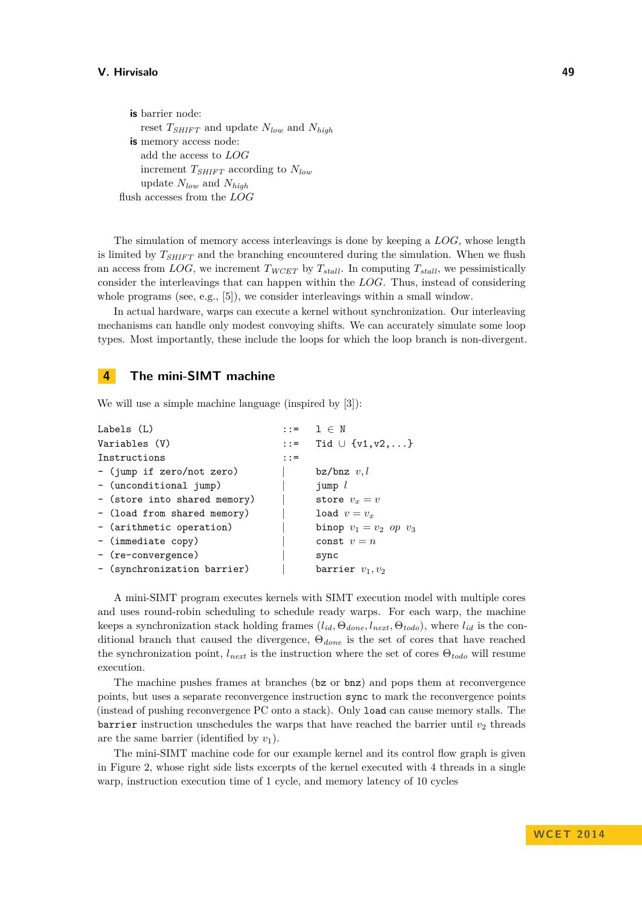**is** barrier node:
  reset $T_{SHIFT}$ and update $N_{low}$ and $N_{high}$
**is** memory access node:
  add the access to $LOG$
  increment $T_{SHIFT}$ according to $N_{low}$
  update $N_{low}$ and $N_{high}$
flush accesses from the $LOG$

The simulation of memory access interleavings is done by keeping a $LOG$, whose length is limited by $T_{SHIFT}$ and the branching encountered during the simulation. When we flush an access from $LOG$, we increment $T_{WCET}$ by $T_{stall}$. In computing $T_{stall}$, we pessimistically consider the interleavings that can happen within the $LOG$. Thus, instead of considering whole programs (see, e.g., [5]), we consider interleavings within a small window.

In actual hardware, warps can execute a kernel without synchronization. Our interleaving mechanisms can handle only modest convoying shifts. We can accurately simulate some loop types. Most importantly, these include the loops for which the loop branch is non-divergent.

## 4 The mini-SIMT machine

We will use a simple machine language (inspired by [3]):

```
Labels (L)                        ::=   l ∈ N
Variables (V)                     ::=   Tid ∪ {v1,v2,...}
Instructions                      ::=
- (jump if zero/not zero)          |    bz/bnz v,l
- (unconditional jump)             |    jump l
- (store into shared memory)       |    store v_x = v
- (load from shared memory)        |    load v = v_x
- (arithmetic operation)           |    binop v_1 = v_2 op v_3
- (immediate copy)                 |    const v = n
- (re-convergence)                 |    sync
- (synchronization barrier)        |    barrier v_1, v_2
```

A mini-SIMT program executes kernels with SIMT execution model with multiple cores and uses round-robin scheduling to schedule ready warps. For each warp, the machine keeps a synchronization stack holding frames $(l_{id}, \Theta_{done}, l_{next}, \Theta_{todo})$, where $l_{id}$ is the conditional branch that caused the divergence, $\Theta_{done}$ is the set of cores that have reached the synchronization point, $l_{next}$ is the instruction where the set of cores $\Theta_{todo}$ will resume execution.

The machine pushes frames at branches (`bz` or `bnz`) and pops them at reconvergence points, but uses a separate reconvergence instruction `sync` to mark the reconvergence points (instead of pushing reconvergence PC onto a stack). Only `load` can cause memory stalls. The `barrier` instruction unschedules the warps that have reached the barrier until $v_2$ threads are the same barrier (identified by $v_1$).

The mini-SIMT machine code for our example kernel and its control flow graph is given in Figure 2, whose right side lists excerpts of the kernel executed with 4 threads in a single warp, instruction execution time of 1 cycle, and memory latency of 10 cycles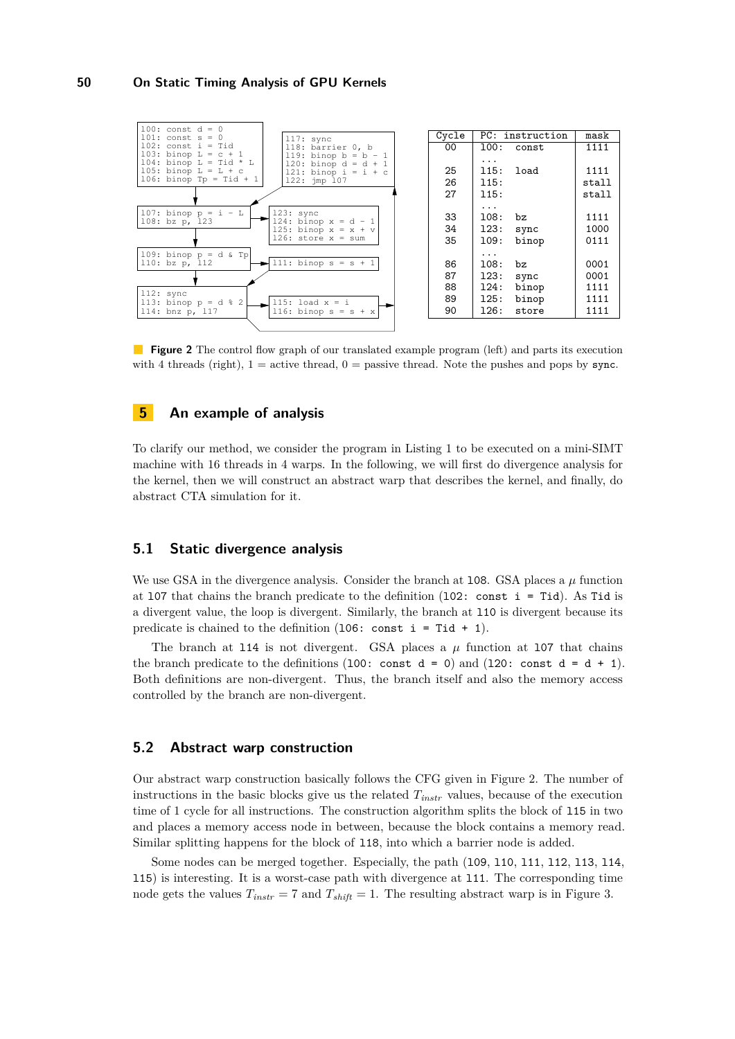```
100: const d = 0
101: const s = 0
102: const i = Tid
103: binop L = c + 1
104: binop L = Tid * L
105: binop L = L + c
106: binop Tp = Tid + 1
```

```
117: sync
118: barrier 0, b
119: binop b = b - 1
120: binop d = d + 1
121: binop i = i + c
122: jmp 107
```

```
107: binop p = i - L
108: bz p, 123
```

```
123: sync
124: binop x = d - 1
125: binop x = x + v
126: store x = sum
```

```
109: binop p = d & Tp
110: bz p, 112
```

```
111: binop s = s + 1
```

```
112: sync
113: binop p = d % 2
114: bnz p, 117
```

```
115: load x = i
116: binop s = s + x
```

| Cycle | PC: instruction | | mask |
|---|---|---|---|
| 00 | 100: | const | 1111 |
| | ... | | |
| 25 | 115: | load | 1111 |
| 26 | 115: | | stall |
| 27 | 115: | | stall |
| | ... | | |
| 33 | 108: | bz | 1111 |
| 34 | 123: | sync | 1000 |
| 35 | 109: | binop | 0111 |
| | ... | | |
| 86 | 108: | bz | 0001 |
| 87 | 123: | sync | 0001 |
| 88 | 124: | binop | 1111 |
| 89 | 125: | binop | 1111 |
| 90 | 126: | store | 1111 |

**Figure 2** The control flow graph of our translated example program (left) and parts its execution with 4 threads (right), 1 = active thread, 0 = passive thread. Note the pushes and pops by `sync`.

## 5 An example of analysis

To clarify our method, we consider the program in Listing 1 to be executed on a mini-SIMT machine with 16 threads in 4 warps. In the following, we will first do divergence analysis for the kernel, then we will construct an abstract warp that describes the kernel, and finally, do abstract CTA simulation for it.

### 5.1 Static divergence analysis

We use GSA in the divergence analysis. Consider the branch at `108`. GSA places a $\mu$ function at `107` that chains the branch predicate to the definition (`102: const i = Tid`). As `Tid` is a divergent value, the loop is divergent. Similarly, the branch at `110` is divergent because its predicate is chained to the definition (`106: const i = Tid + 1`).

The branch at `114` is not divergent. GSA places a $\mu$ function at `107` that chains the branch predicate to the definitions (`100: const d = 0`) and (`120: const d = d + 1`). Both definitions are non-divergent. Thus, the branch itself and also the memory access controlled by the branch are non-divergent.

### 5.2 Abstract warp construction

Our abstract warp construction basically follows the CFG given in Figure 2. The number of instructions in the basic blocks give us the related $T_{instr}$ values, because of the execution time of 1 cycle for all instructions. The construction algorithm splits the block of `115` in two and places a memory access node in between, because the block contains a memory read. Similar splitting happens for the block of `118`, into which a barrier node is added.

Some nodes can be merged together. Especially, the path (`109`, `110`, `111`, `112`, `113`, `114`, `115`) is interesting. It is a worst-case path with divergence at `111`. The corresponding time node gets the values $T_{instr} = 7$ and $T_{shift} = 1$. The resulting abstract warp is in Figure 3.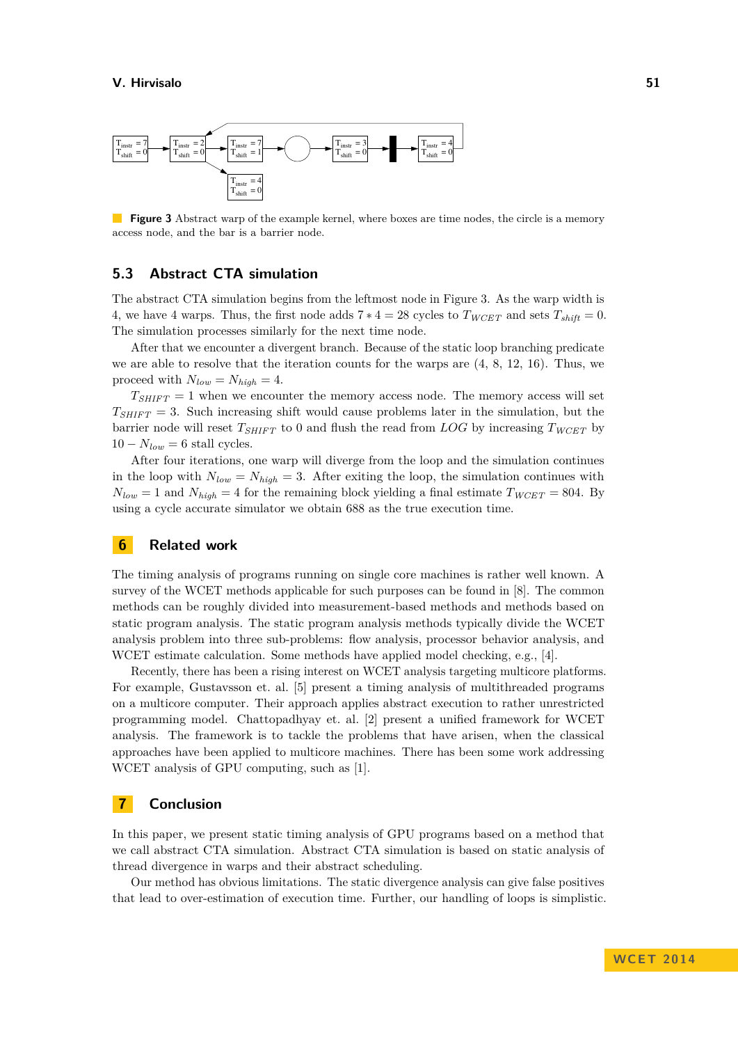$T_{instr} = 7$
$T_{shift} = 0$

$T_{instr} = 2$
$T_{shift} = 0$

$T_{instr} = 7$
$T_{shift} = 1$

$T_{instr} = 4$
$T_{shift} = 0$

$T_{instr} = 3$
$T_{shift} = 0$

$T_{instr} = 4$
$T_{shift} = 0$

**Figure 3** Abstract warp of the example kernel, where boxes are time nodes, the circle is a memory access node, and the bar is a barrier node.

## 5.3 Abstract CTA simulation

The abstract CTA simulation begins from the leftmost node in Figure 3. As the warp width is 4, we have 4 warps. Thus, the first node adds $7 * 4 = 28$ cycles to $T_{WCET}$ and sets $T_{shift} = 0$. The simulation processes similarly for the next time node.

After that we encounter a divergent branch. Because of the static loop branching predicate we are able to resolve that the iteration counts for the warps are (4, 8, 12, 16). Thus, we proceed with $N_{low} = N_{high} = 4$.

$T_{SHIFT} = 1$ when we encounter the memory access node. The memory access will set $T_{SHIFT} = 3$. Such increasing shift would cause problems later in the simulation, but the barrier node will reset $T_{SHIFT}$ to 0 and flush the read from $LOG$ by increasing $T_{WCET}$ by $10 - N_{low} = 6$ stall cycles.

After four iterations, one warp will diverge from the loop and the simulation continues in the loop with $N_{low} = N_{high} = 3$. After exiting the loop, the simulation continues with $N_{low} = 1$ and $N_{high} = 4$ for the remaining block yielding a final estimate $T_{WCET} = 804$. By using a cycle accurate simulator we obtain 688 as the true execution time.

# 6 Related work

The timing analysis of programs running on single core machines is rather well known. A survey of the WCET methods applicable for such purposes can be found in [8]. The common methods can be roughly divided into measurement-based methods and methods based on static program analysis. The static program analysis methods typically divide the WCET analysis problem into three sub-problems: flow analysis, processor behavior analysis, and WCET estimate calculation. Some methods have applied model checking, e.g., [4].

Recently, there has been a rising interest on WCET analysis targeting multicore platforms. For example, Gustavsson et. al. [5] present a timing analysis of multithreaded programs on a multicore computer. Their approach applies abstract execution to rather unrestricted programming model. Chattopadhyay et. al. [2] present a unified framework for WCET analysis. The framework is to tackle the problems that have arisen, when the classical approaches have been applied to multicore machines. There has been some work addressing WCET analysis of GPU computing, such as [1].

# 7 Conclusion

In this paper, we present static timing analysis of GPU programs based on a method that we call abstract CTA simulation. Abstract CTA simulation is based on static analysis of thread divergence in warps and their abstract scheduling.

Our method has obvious limitations. The static divergence analysis can give false positives that lead to over-estimation of execution time. Further, our handling of loops is simplistic.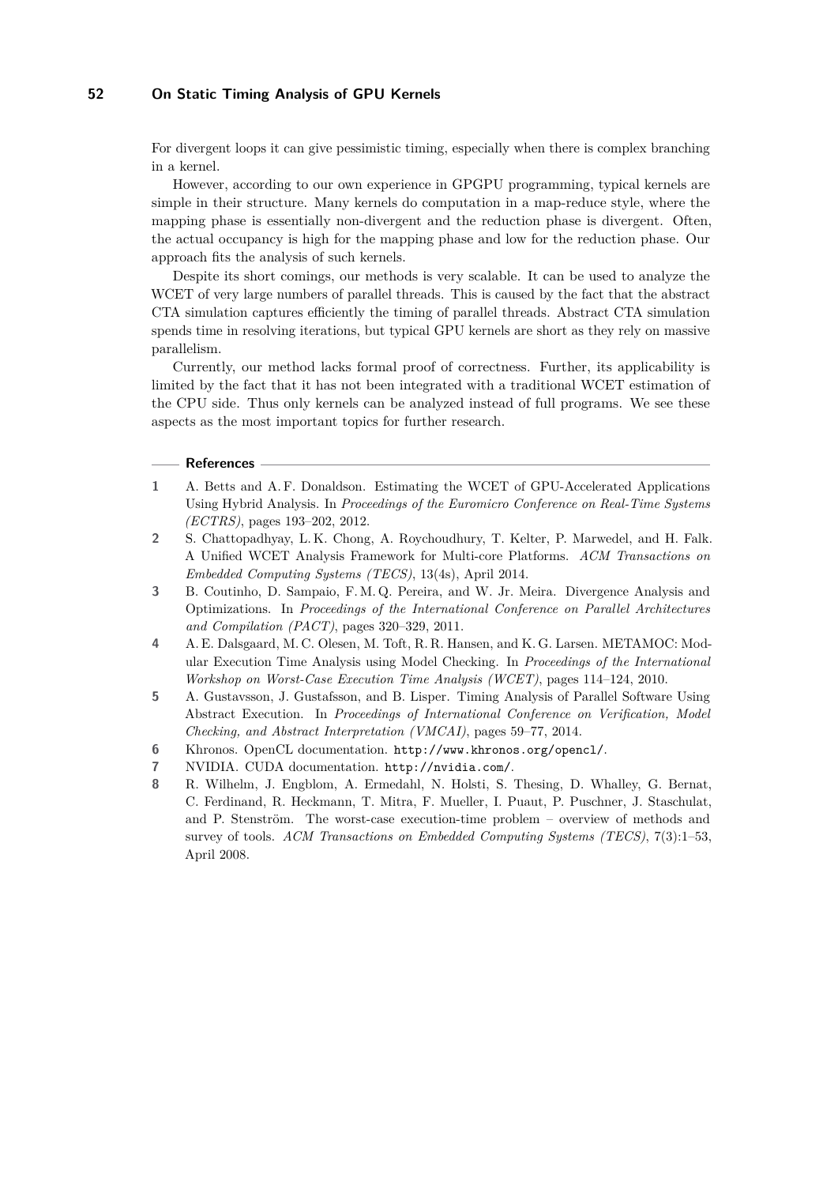For divergent loops it can give pessimistic timing, especially when there is complex branching in a kernel.

However, according to our own experience in GPGPU programming, typical kernels are simple in their structure. Many kernels do computation in a map-reduce style, where the mapping phase is essentially non-divergent and the reduction phase is divergent. Often, the actual occupancy is high for the mapping phase and low for the reduction phase. Our approach fits the analysis of such kernels.

Despite its short comings, our methods is very scalable. It can be used to analyze the WCET of very large numbers of parallel threads. This is caused by the fact that the abstract CTA simulation captures efficiently the timing of parallel threads. Abstract CTA simulation spends time in resolving iterations, but typical GPU kernels are short as they rely on massive parallelism.

Currently, our method lacks formal proof of correctness. Further, its applicability is limited by the fact that it has not been integrated with a traditional WCET estimation of the CPU side. Thus only kernels can be analyzed instead of full programs. We see these aspects as the most important topics for further research.

## References

1. A. Betts and A. F. Donaldson. Estimating the WCET of GPU-Accelerated Applications Using Hybrid Analysis. In *Proceedings of the Euromicro Conference on Real-Time Systems (ECTRS)*, pages 193–202, 2012.
2. S. Chattopadhyay, L. K. Chong, A. Roychoudhury, T. Kelter, P. Marwedel, and H. Falk. A Unified WCET Analysis Framework for Multi-core Platforms. *ACM Transactions on Embedded Computing Systems (TECS)*, 13(4s), April 2014.
3. B. Coutinho, D. Sampaio, F. M. Q. Pereira, and W. Jr. Meira. Divergence Analysis and Optimizations. In *Proceedings of the International Conference on Parallel Architectures and Compilation (PACT)*, pages 320–329, 2011.
4. A. E. Dalsgaard, M. C. Olesen, M. Toft, R. R. Hansen, and K. G. Larsen. METAMOC: Modular Execution Time Analysis using Model Checking. In *Proceedings of the International Workshop on Worst-Case Execution Time Analysis (WCET)*, pages 114–124, 2010.
5. A. Gustavsson, J. Gustafsson, and B. Lisper. Timing Analysis of Parallel Software Using Abstract Execution. In *Proceedings of International Conference on Verification, Model Checking, and Abstract Interpretation (VMCAI)*, pages 59–77, 2014.
6. Khronos. OpenCL documentation. `http://www.khronos.org/opencl/`.
7. NVIDIA. CUDA documentation. `http://nvidia.com/`.
8. R. Wilhelm, J. Engblom, A. Ermedahl, N. Holsti, S. Thesing, D. Whalley, G. Bernat, C. Ferdinand, R. Heckmann, T. Mitra, F. Mueller, I. Puaut, P. Puschner, J. Staschulat, and P. Stenström. The worst-case execution-time problem – overview of methods and survey of tools. *ACM Transactions on Embedded Computing Systems (TECS)*, 7(3):1–53, April 2008.